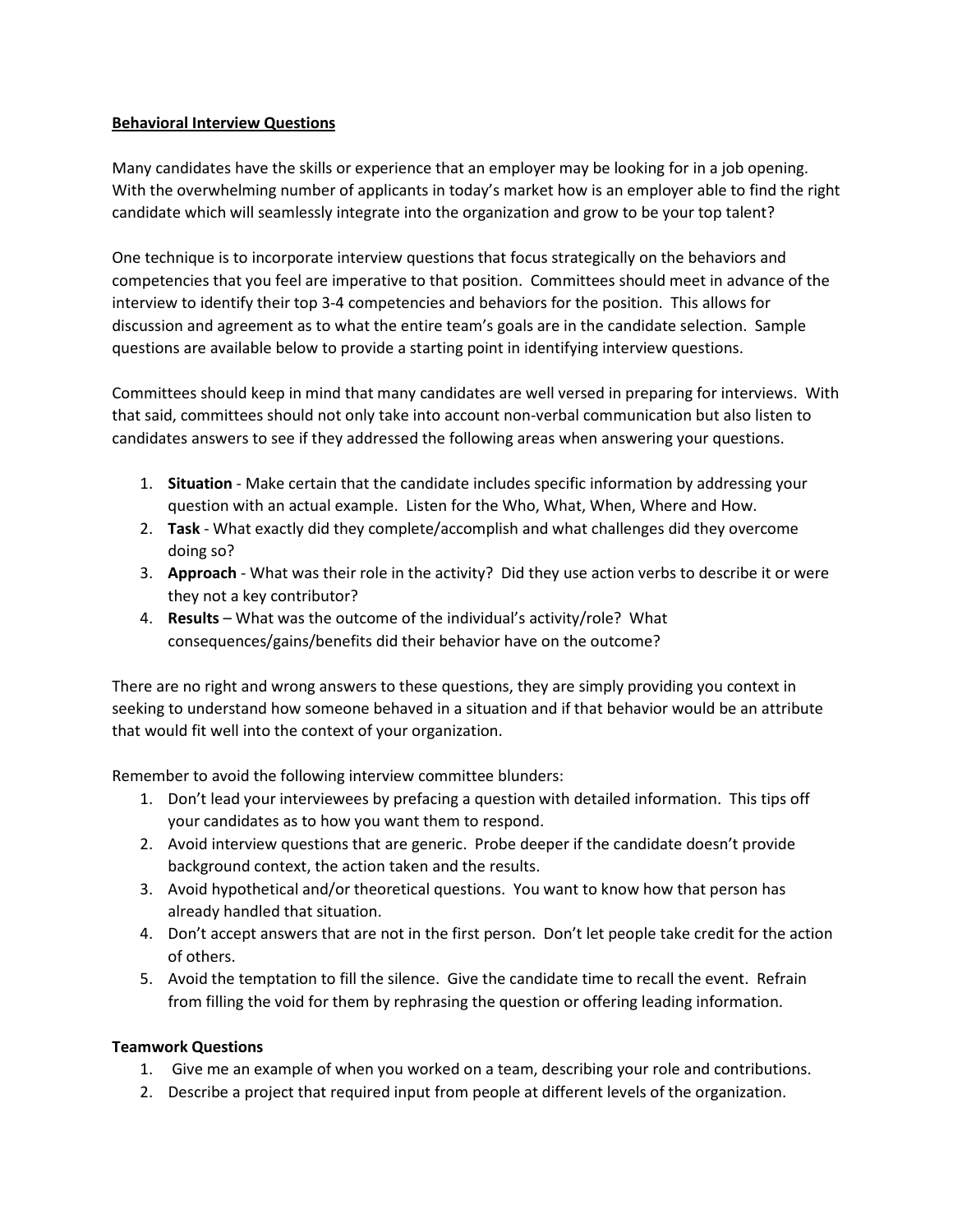**Behavioral Interview Questions**

Many candidates have the skills or experience that an employer may be looking for in a job opening. With the overwhelming number of applicants in today's market how is an employer able to find the right candidate which will seamlessly integrate into the organization and grow to be your top talent?

One technique is to incorporate interview questions that focus strategically on the behaviors and competencies that you feel are imperative to that position. Committees should meet in advance of the interview to identify their top 3-4 competencies and behaviors for the position. This allows for discussion and agreement as to what the entire team's goals are in the candidate selection. Sample questions are available below to provide a starting point in identifying interview questions.

Committees should keep in mind that many candidates are well versed in preparing for interviews. With that said, committees should not only take into account non-verbal communication but also listen to candidates answers to see if they addressed the following areas when answering your questions.

1. **Situation** - Make certain that the candidate includes specific information by addressing your question with an actual example. Listen for the Who, What, When, Where and How.
2. **Task** - What exactly did they complete/accomplish and what challenges did they overcome doing so?
3. **Approach** - What was their role in the activity? Did they use action verbs to describe it or were they not a key contributor?
4. **Results** – What was the outcome of the individual's activity/role? What consequences/gains/benefits did their behavior have on the outcome?

There are no right and wrong answers to these questions, they are simply providing you context in seeking to understand how someone behaved in a situation and if that behavior would be an attribute that would fit well into the context of your organization.

Remember to avoid the following interview committee blunders:

1. Don't lead your interviewees by prefacing a question with detailed information. This tips off your candidates as to how you want them to respond.
2. Avoid interview questions that are generic. Probe deeper if the candidate doesn't provide background context, the action taken and the results.
3. Avoid hypothetical and/or theoretical questions. You want to know how that person has already handled that situation.
4. Don't accept answers that are not in the first person. Don't let people take credit for the action of others.
5. Avoid the temptation to fill the silence. Give the candidate time to recall the event. Refrain from filling the void for them by rephrasing the question or offering leading information.

**Teamwork Questions**

1. Give me an example of when you worked on a team, describing your role and contributions.
2. Describe a project that required input from people at different levels of the organization.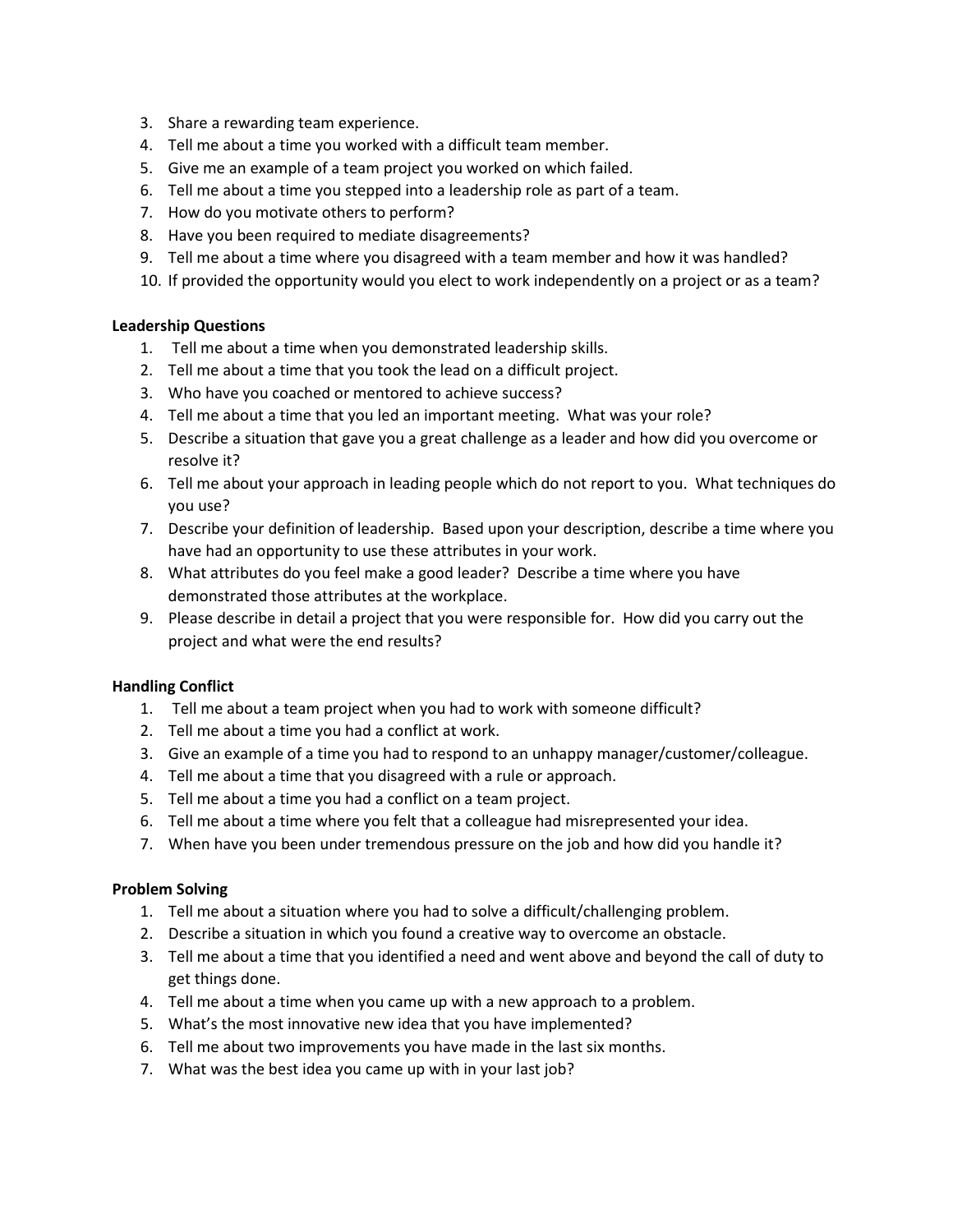3. Share a rewarding team experience.
4. Tell me about a time you worked with a difficult team member.
5. Give me an example of a team project you worked on which failed.
6. Tell me about a time you stepped into a leadership role as part of a team.
7. How do you motivate others to perform?
8. Have you been required to mediate disagreements?
9. Tell me about a time where you disagreed with a team member and how it was handled?
10. If provided the opportunity would you elect to work independently on a project or as a team?

**Leadership Questions**

1. Tell me about a time when you demonstrated leadership skills.
2. Tell me about a time that you took the lead on a difficult project.
3. Who have you coached or mentored to achieve success?
4. Tell me about a time that you led an important meeting. What was your role?
5. Describe a situation that gave you a great challenge as a leader and how did you overcome or resolve it?
6. Tell me about your approach in leading people which do not report to you. What techniques do you use?
7. Describe your definition of leadership. Based upon your description, describe a time where you have had an opportunity to use these attributes in your work.
8. What attributes do you feel make a good leader? Describe a time where you have demonstrated those attributes at the workplace.
9. Please describe in detail a project that you were responsible for. How did you carry out the project and what were the end results?

**Handling Conflict**

1. Tell me about a team project when you had to work with someone difficult?
2. Tell me about a time you had a conflict at work.
3. Give an example of a time you had to respond to an unhappy manager/customer/colleague.
4. Tell me about a time that you disagreed with a rule or approach.
5. Tell me about a time you had a conflict on a team project.
6. Tell me about a time where you felt that a colleague had misrepresented your idea.
7. When have you been under tremendous pressure on the job and how did you handle it?

**Problem Solving**

1. Tell me about a situation where you had to solve a difficult/challenging problem.
2. Describe a situation in which you found a creative way to overcome an obstacle.
3. Tell me about a time that you identified a need and went above and beyond the call of duty to get things done.
4. Tell me about a time when you came up with a new approach to a problem.
5. What's the most innovative new idea that you have implemented?
6. Tell me about two improvements you have made in the last six months.
7. What was the best idea you came up with in your last job?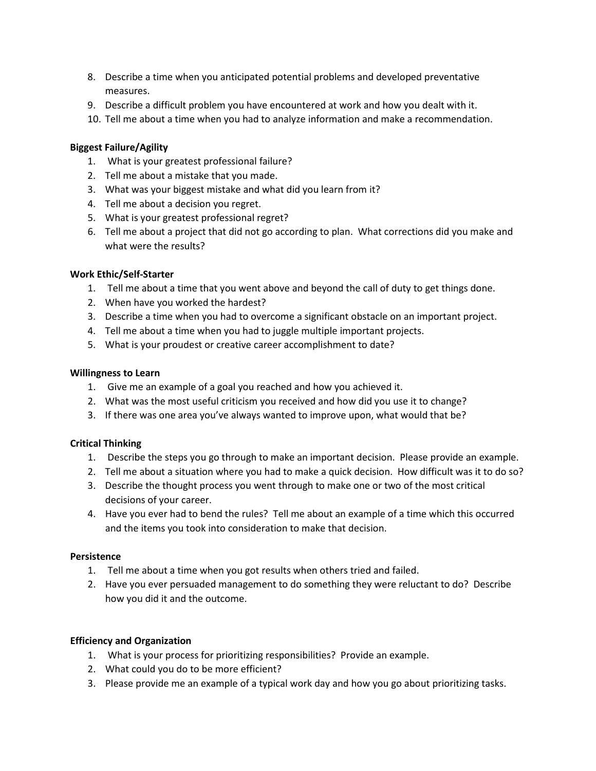8. Describe a time when you anticipated potential problems and developed preventative measures.
9. Describe a difficult problem you have encountered at work and how you dealt with it.
10. Tell me about a time when you had to analyze information and make a recommendation.

**Biggest Failure/Agility**

1. What is your greatest professional failure?
2. Tell me about a mistake that you made.
3. What was your biggest mistake and what did you learn from it?
4. Tell me about a decision you regret.
5. What is your greatest professional regret?
6. Tell me about a project that did not go according to plan. What corrections did you make and what were the results?

**Work Ethic/Self-Starter**

1. Tell me about a time that you went above and beyond the call of duty to get things done.
2. When have you worked the hardest?
3. Describe a time when you had to overcome a significant obstacle on an important project.
4. Tell me about a time when you had to juggle multiple important projects.
5. What is your proudest or creative career accomplishment to date?

**Willingness to Learn**

1. Give me an example of a goal you reached and how you achieved it.
2. What was the most useful criticism you received and how did you use it to change?
3. If there was one area you've always wanted to improve upon, what would that be?

**Critical Thinking**

1. Describe the steps you go through to make an important decision. Please provide an example.
2. Tell me about a situation where you had to make a quick decision. How difficult was it to do so?
3. Describe the thought process you went through to make one or two of the most critical decisions of your career.
4. Have you ever had to bend the rules? Tell me about an example of a time which this occurred and the items you took into consideration to make that decision.

**Persistence**

1. Tell me about a time when you got results when others tried and failed.
2. Have you ever persuaded management to do something they were reluctant to do? Describe how you did it and the outcome.

**Efficiency and Organization**

1. What is your process for prioritizing responsibilities? Provide an example.
2. What could you do to be more efficient?
3. Please provide me an example of a typical work day and how you go about prioritizing tasks.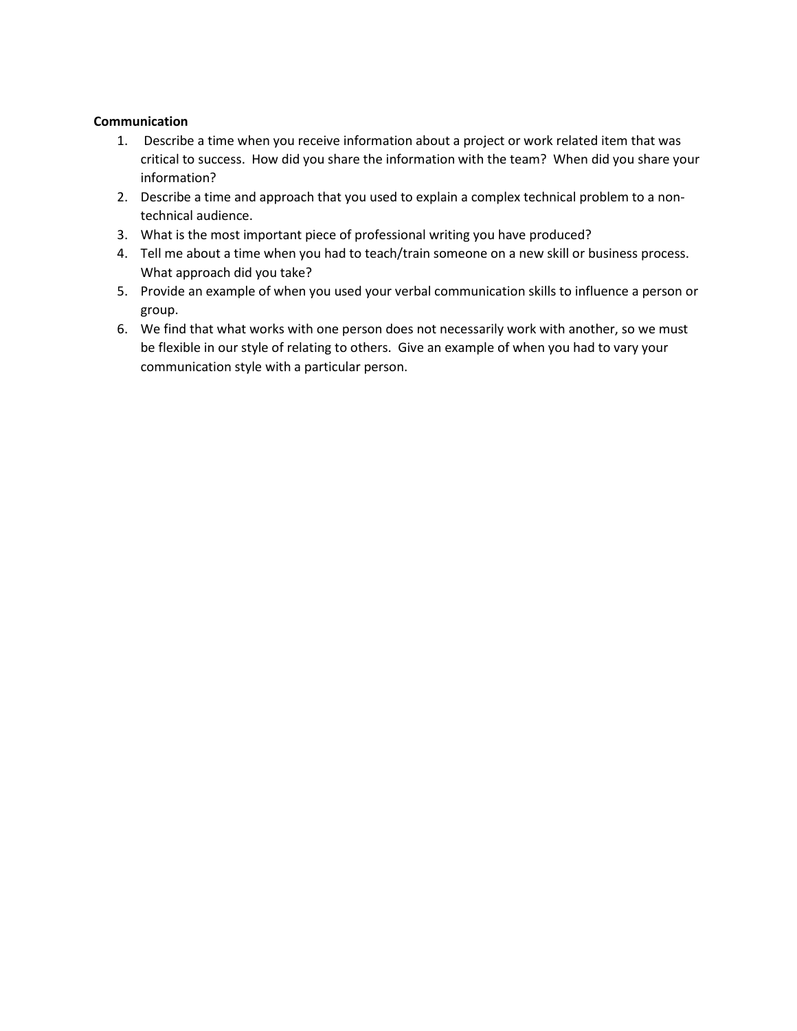**Communication**

1. Describe a time when you receive information about a project or work related item that was critical to success. How did you share the information with the team? When did you share your information?
2. Describe a time and approach that you used to explain a complex technical problem to a non-technical audience.
3. What is the most important piece of professional writing you have produced?
4. Tell me about a time when you had to teach/train someone on a new skill or business process. What approach did you take?
5. Provide an example of when you used your verbal communication skills to influence a person or group.
6. We find that what works with one person does not necessarily work with another, so we must be flexible in our style of relating to others. Give an example of when you had to vary your communication style with a particular person.